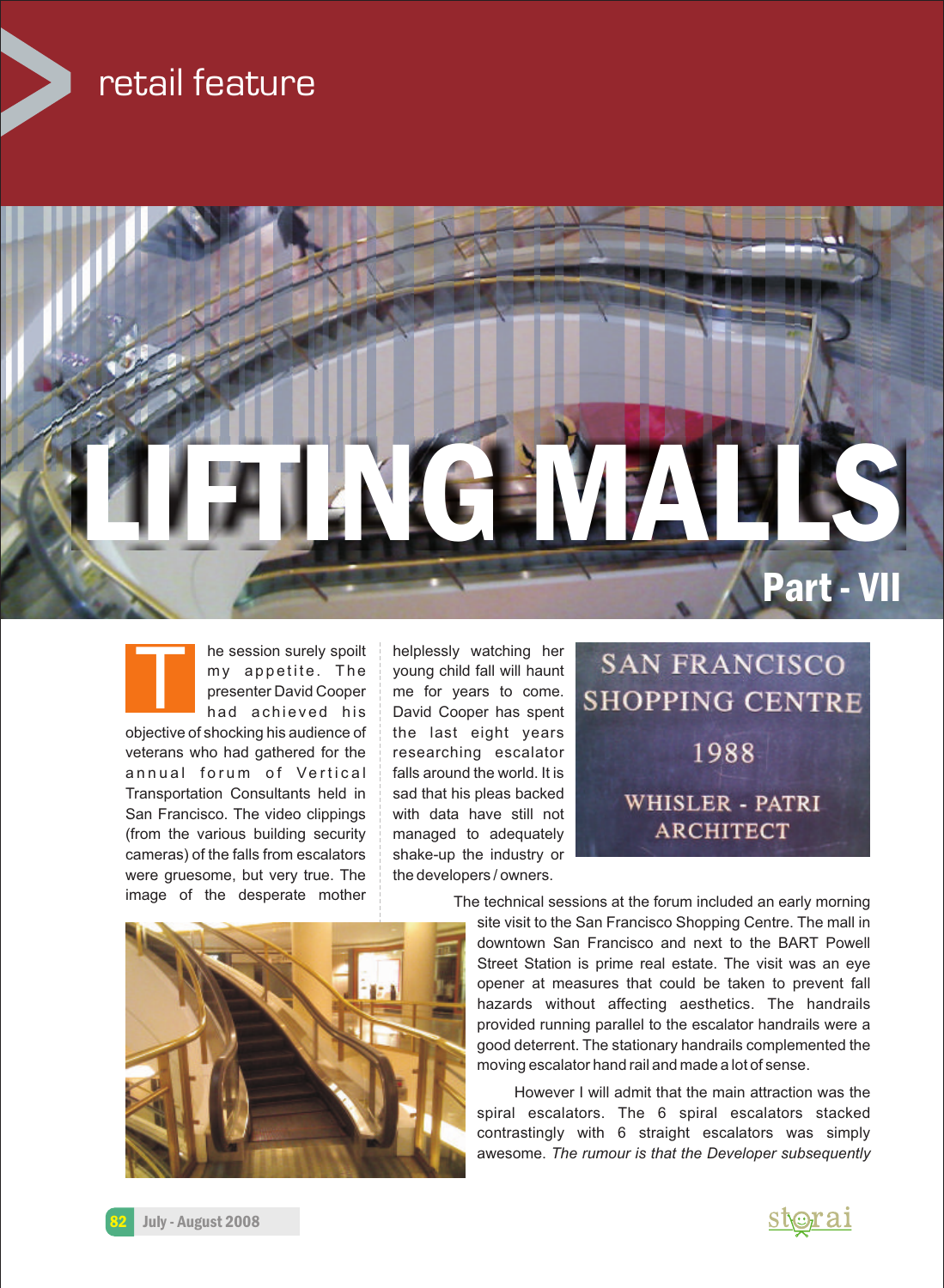retail feature

# LIFTING MALLS

## Part - VII

The session surely spoilt my appetite. The presenter David Cooper had achieved his objective of shocking his audience of veterans who had gathered for the annual forum of Vertical Transportation Consultants held in San Francisco. The video clippings (from the various building security cameras) of the falls from escalators were gruesome, but very true. The image of the desperate mother helplessly watching her young child fall will haunt me for years to come. David Cooper has spent the last eight years researching escalator falls around the world. It is sad that his pleas backed with data have still not managed to adequately shake-up the industry or the developers / owners.

SAN FRANCISCO SHOPPING CENTRE 1988 WHISLER - PATRI ARCHITECT

The technical sessions at the forum included an early morning site visit to the San Francisco Shopping Centre. The mall in downtown San Francisco and next to the BART Powell Street Station is prime real estate. The visit was an eye opener at measures that could be taken to prevent fall hazards without affecting aesthetics. The handrails provided running parallel to the escalator handrails were a good deterrent. The stationary handrails complemented the moving escalator hand rail and made a lot of sense.

However I will admit that the main attraction was the spiral escalators. The 6 spiral escalators stacked contrastingly with 6 straight escalators was simply awesome. *The rumour is that the Developer subsequently*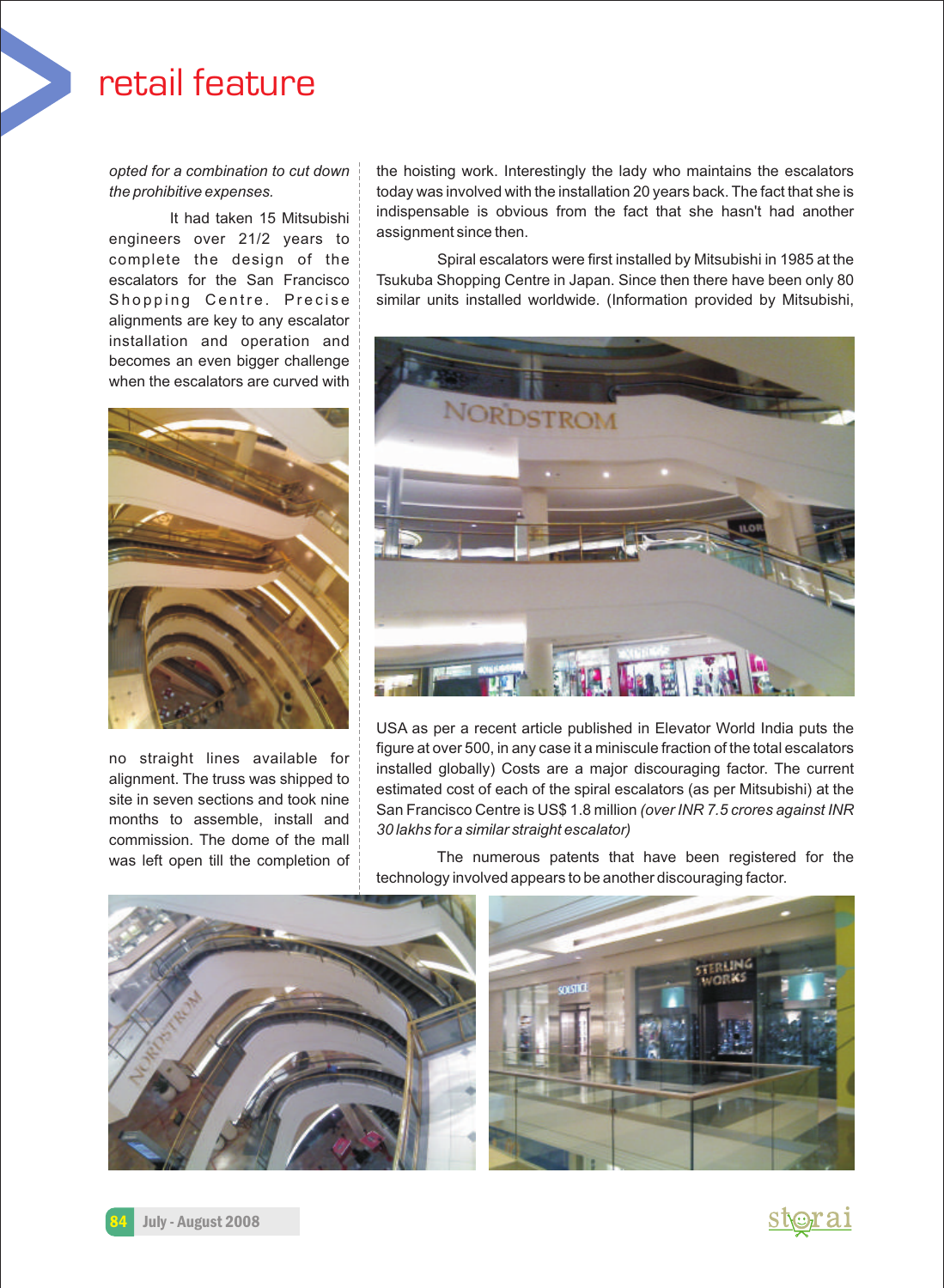*opted for a combination to cut down the prohibitive expenses.*

It had taken 15 Mitsubishi engineers over 21/2 years to complete the design of the escalators for the San Francisco Shopping Centre. Precise alignments are key to any escalator installation and operation and becomes an even bigger challenge when the escalators are curved with no straight lines available for alignment. The truss was shipped to site in seven sections and took nine months to assemble, install and commission. The dome of the mall was left open till the completion of the hoisting work. Interestingly the lady who maintains the escalators today was involved with the installation 20 years back. The fact that she is indispensable is obvious from the fact that she hasn't had another assignment since then.

Spiral escalators were first installed by Mitsubishi in 1985 at the Tsukuba Shopping Centre in Japan. Since then there have been only 80 similar units installed worldwide. (Information provided by Mitsubishi, USA as per a recent article published in Elevator World India puts the figure at over 500, in any case it a miniscule fraction of the total escalators installed globally) Costs are a major discouraging factor. The current estimated cost of each of the spiral escalators (as per Mitsubishi) at the San Francisco Centre is US$ 1.8 million *(over INR 7.5 crores against INR 30 lakhs for a similar straight escalator)*

The numerous patents that have been registered for the technology involved appears to be another discouraging factor.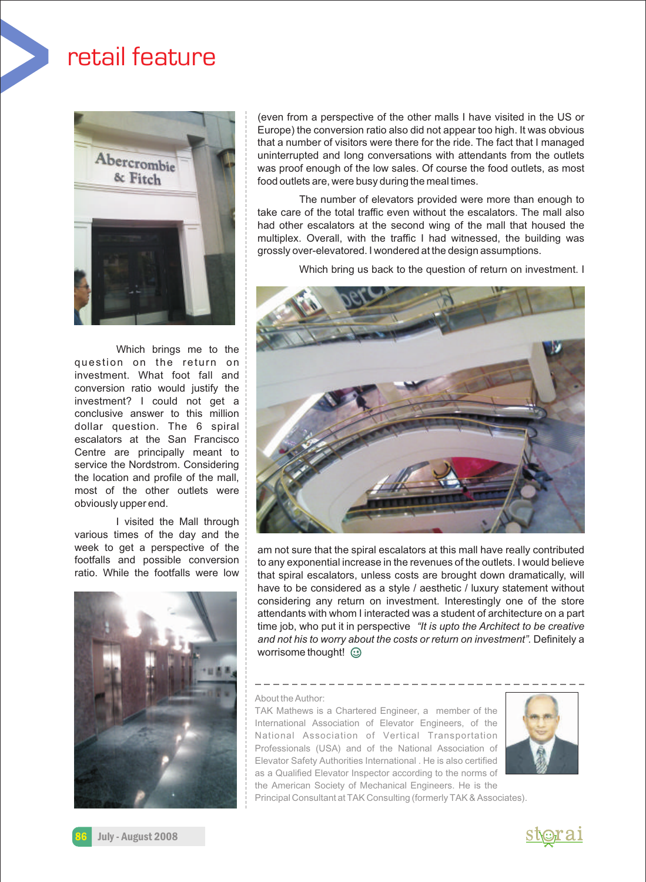Which brings me to the question on the return on investment. What foot fall and conversion ratio would justify the investment? I could not get a conclusive answer to this million dollar question. The 6 spiral escalators at the San Francisco Centre are principally meant to service the Nordstrom. Considering the location and profile of the mall, most of the other outlets were obviously upper end.

I visited the Mall through various times of the day and the week to get a perspective of the footfalls and possible conversion ratio. While the footfalls were low (even from a perspective of the other malls I have visited in the US or Europe) the conversion ratio also did not appear too high. It was obvious that a number of visitors were there for the ride. The fact that I managed uninterrupted and long conversations with attendants from the outlets was proof enough of the low sales. Of course the food outlets, as most food outlets are, were busy during the meal times.

The number of elevators provided were more than enough to take care of the total traffic even without the escalators. The mall also had other escalators at the second wing of the mall that housed the multiplex. Overall, with the traffic I had witnessed, the building was grossly over-elevatored. I wondered at the design assumptions.

Which bring us back to the question of return on investment. I am not sure that the spiral escalators at this mall have really contributed to any exponential increase in the revenues of the outlets. I would believe that spiral escalators, unless costs are brought down dramatically, will have to be considered as a style / aesthetic / luxury statement without considering any return on investment. Interestingly one of the store attendants with whom I interacted was a student of architecture on a part time job, who put it in perspective *"It is upto the Architect to be creative and not his to worry about the costs or return on investment".* Definitely a worrisome thought! ☺

---

About the Author:

TAK Mathews is a Chartered Engineer, a member of the International Association of Elevator Engineers, of the National Association of Vertical Transportation Professionals (USA) and of the National Association of Elevator Safety Authorities International . He is also certified as a Qualified Elevator Inspector according to the norms of the American Society of Mechanical Engineers. He is the Principal Consultant at TAK Consulting (formerly TAK & Associates).